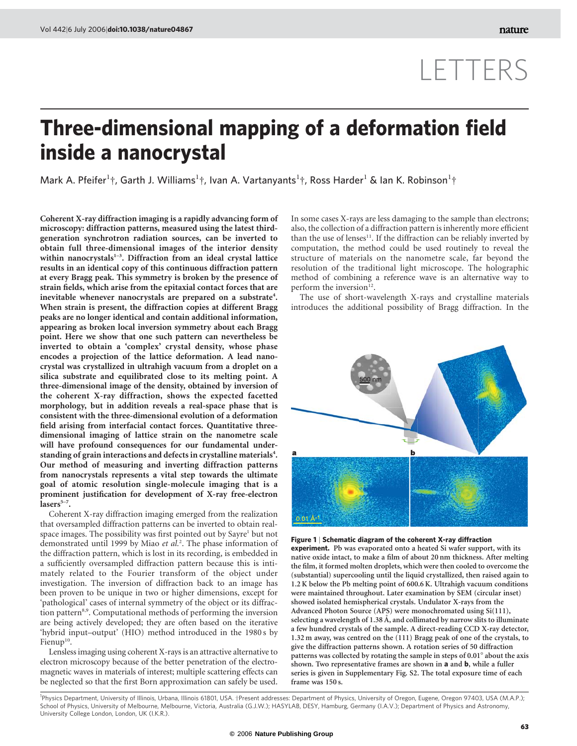# LETTERS

# Three-dimensional mapping of a deformation field inside a nanocrystal

Mark A. Pfeifer[1]†, Garth J. Williams[1]†, Ivan A. Vartanyants[1]†, Ross Harder[1] & Ian K. Robinson[1]†

**Coherent X-ray diffraction imaging is a rapidly advancing form of microscopy: diffraction patterns, measured using the latest third-generation synchrotron radiation sources, can be inverted to obtain full three-dimensional images of the interior density within nanocrystals[1–3]. Diffraction from an ideal crystal lattice results in an identical copy of this continuous diffraction pattern at every Bragg peak. This symmetry is broken by the presence of strain fields, which arise from the epitaxial contact forces that are inevitable whenever nanocrystals are prepared on a substrate[4]. When strain is present, the diffraction copies at different Bragg peaks are no longer identical and contain additional information, appearing as broken local inversion symmetry about each Bragg point. Here we show that one such pattern can nevertheless be inverted to obtain a 'complex' crystal density, whose phase encodes a projection of the lattice deformation. A lead nanocrystal was crystallized in ultrahigh vacuum from a droplet on a silica substrate and equilibrated close to its melting point. A three-dimensional image of the density, obtained by inversion of the coherent X-ray diffraction, shows the expected facetted morphology, but in addition reveals a real-space phase that is consistent with the three-dimensional evolution of a deformation field arising from interfacial contact forces. Quantitative three-dimensional imaging of lattice strain on the nanometre scale will have profound consequences for our fundamental understanding of grain interactions and defects in crystalline materials[4]. Our method of measuring and inverting diffraction patterns from nanocrystals represents a vital step towards the ultimate goal of atomic resolution single-molecule imaging that is a prominent justification for development of X-ray free-electron lasers[5–7].**

Coherent X-ray diffraction imaging emerged from the realization that oversampled diffraction patterns can be inverted to obtain real-space images. The possibility was first pointed out by Sayre[1] but not demonstrated until 1999 by Miao *et al.*[2]. The phase information of the diffraction pattern, which is lost in its recording, is embedded in a sufficiently oversampled diffraction pattern because this is intimately related to the Fourier transform of the object under investigation. The inversion of diffraction back to an image has been proven to be unique in two or higher dimensions, except for 'pathological' cases of internal symmetry of the object or its diffraction pattern[8,9]. Computational methods of performing the inversion are being actively developed; they are often based on the iterative 'hybrid input–output' (HIO) method introduced in the 1980 s by Fienup[10].

Lensless imaging using coherent X-rays is an attractive alternative to electron microscopy because of the better penetration of the electromagnetic waves in materials of interest; multiple scattering effects can be neglected so that the first Born approximation can safely be used. In some cases X-rays are less damaging to the sample than electrons; also, the collection of a diffraction pattern is inherently more efficient than the use of lenses[11]. If the diffraction can be reliably inverted by computation, the method could be used routinely to reveal the structure of materials on the nanometre scale, far beyond the resolution of the traditional light microscope. The holographic method of combining a reference wave is an alternative way to perform the inversion[12].

The use of short-wavelength X-rays and crystalline materials introduces the additional possibility of Bragg diffraction. In the

**Figure 1 | Schematic diagram of the coherent X-ray diffraction experiment.** Pb was evaporated onto a heated Si wafer support, with its native oxide intact, to make a film of about 20 nm thickness. After melting the film, it formed molten droplets, which were then cooled to overcome the (substantial) supercooling until the liquid crystallized, then raised again to 1.2 K below the Pb melting point of 600.6 K. Ultrahigh vacuum conditions were maintained throughout. Later examination by SEM (circular inset) showed isolated hemispherical crystals. Undulator X-rays from the Advanced Photon Source (APS) were monochromated using Si(111), selecting a wavelength of 1.38 Å, and collimated by narrow slits to illuminate a few hundred crystals of the sample. A direct-reading CCD X-ray detector, 1.32 m away, was centred on the (111) Bragg peak of one of the crystals, to give the diffraction patterns shown. A rotation series of 50 diffraction patterns was collected by rotating the sample in steps of 0.01° about the axis shown. Two representative frames are shown in **a** and **b**, while a fuller series is given in Supplementary Fig. S2. The total exposure time of each frame was 150 s.

[1]Physics Department, University of Illinois, Urbana, Illinois 61801, USA. †Present addresses: Department of Physics, University of Oregon, Eugene, Oregon 97403, USA (M.A.P.); School of Physics, University of Melbourne, Melbourne, Victoria, Australia (G.J.W.); HASYLAB, DESY, Hamburg, Germany (I.A.V.); Department of Physics and Astronomy, University College London, London, UK (I.K.R.).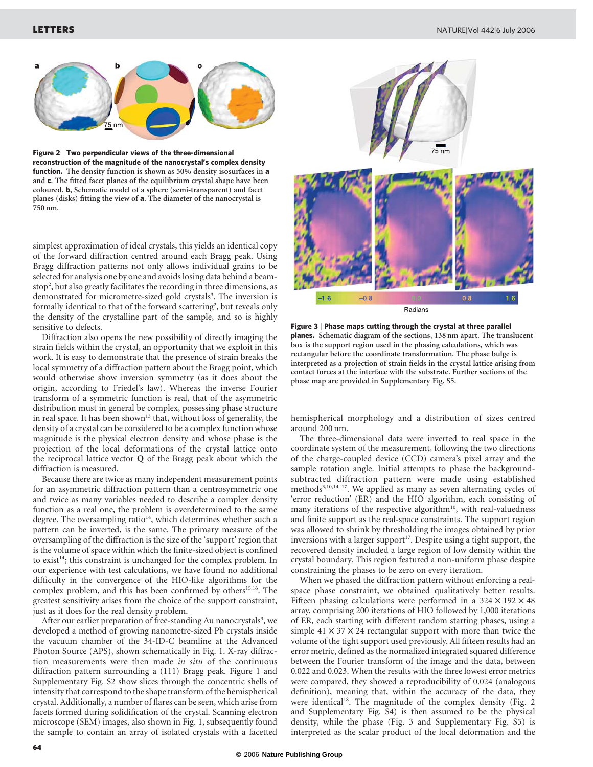**Figure 2 | Two perpendicular views of the three-dimensional reconstruction of the magnitude of the nanocrystal's complex density function.** The density function is shown as 50% density isosurfaces in **a** and **c**. The fitted facet planes of the equilibrium crystal shape have been coloured. **b**, Schematic model of a sphere (semi-transparent) and facet planes (disks) fitting the view of **a**. The diameter of the nanocrystal is 750 nm.

simplest approximation of ideal crystals, this yields an identical copy of the forward diffraction centred around each Bragg peak. Using Bragg diffraction patterns not only allows individual grains to be selected for analysis one by one and avoids losing data behind a beam-stop[2], but also greatly facilitates the recording in three dimensions, as demonstrated for micrometre-sized gold crystals[3]. The inversion is formally identical to that of the forward scattering[2], but reveals only the density of the crystalline part of the sample, and so is highly sensitive to defects.

Diffraction also opens the new possibility of directly imaging the strain fields within the crystal, an opportunity that we exploit in this work. It is easy to demonstrate that the presence of strain breaks the local symmetry of a diffraction pattern about the Bragg point, which would otherwise show inversion symmetry (as it does about the origin, according to Friedel's law). Whereas the inverse Fourier transform of a symmetric function is real, that of the asymmetric distribution must in general be complex, possessing phase structure in real space. It has been shown[13] that, without loss of generality, the density of a crystal can be considered to be a complex function whose magnitude is the physical electron density and whose phase is the projection of the local deformations of the crystal lattice onto the reciprocal lattice vector **Q** of the Bragg peak about which the diffraction is measured.

Because there are twice as many independent measurement points for an asymmetric diffraction pattern than a centrosymmetric one and twice as many variables needed to describe a complex density function as a real one, the problem is overdetermined to the same degree. The oversampling ratio[14], which determines whether such a pattern can be inverted, is the same. The primary measure of the oversampling of the diffraction is the size of the 'support' region that is the volume of space within which the finite-sized object is confined to exist[14]; this constraint is unchanged for the complex problem. In our experience with test calculations, we have found no additional difficulty in the convergence of the HIO-like algorithms for the complex problem, and this has been confirmed by others[15,16]. The greatest sensitivity arises from the choice of the support constraint, just as it does for the real density problem.

After our earlier preparation of free-standing Au nanocrystals[3], we developed a method of growing nanometre-sized Pb crystals inside the vacuum chamber of the 34-ID-C beamline at the Advanced Photon Source (APS), shown schematically in Fig. 1. X-ray diffraction measurements were then made *in situ* of the continuous diffraction pattern surrounding a (111) Bragg peak. Figure 1 and Supplementary Fig. S2 show slices through the concentric shells of intensity that correspond to the shape transform of the hemispherical crystal. Additionally, a number of flares can be seen, which arise from facets formed during solidification of the crystal. Scanning electron microscope (SEM) images, also shown in Fig. 1, subsequently found the sample to contain an array of isolated crystals with a facetted hemispherical morphology and a distribution of sizes centred around 200 nm.

**Figure 3 | Phase maps cutting through the crystal at three parallel planes.** Schematic diagram of the sections, 138 nm apart. The translucent box is the support region used in the phasing calculations, which was rectangular before the coordinate transformation. The phase bulge is interpreted as a projection of strain fields in the crystal lattice arising from contact forces at the interface with the substrate. Further sections of the phase map are provided in Supplementary Fig. S5.

The three-dimensional data were inverted to real space in the coordinate system of the measurement, following the two directions of the charge-coupled device (CCD) camera's pixel array and the sample rotation angle. Initial attempts to phase the background-subtracted diffraction pattern were made using established methods[3,10,14–17]. We applied as many as seven alternating cycles of 'error reduction' (ER) and the HIO algorithm, each consisting of many iterations of the respective algorithm[10], with real-valuedness and finite support as the real-space constraints. The support region was allowed to shrink by thresholding the images obtained by prior inversions with a larger support[17]. Despite using a tight support, the recovered density included a large region of low density within the crystal boundary. This region featured a non-uniform phase despite constraining the phases to be zero on every iteration.

When we phased the diffraction pattern without enforcing a real-space phase constraint, we obtained qualitatively better results. Fifteen phasing calculations were performed in a $324 \times 192 \times 48$ array, comprising 200 iterations of HIO followed by 1,000 iterations of ER, each starting with different random starting phases, using a simple $41 \times 37 \times 24$ rectangular support with more than twice the volume of the tight support used previously. All fifteen results had an error metric, defined as the normalized integrated squared difference between the Fourier transform of the image and the data, between 0.022 and 0.023. When the results with the three lowest error metrics were compared, they showed a reproducibility of 0.024 (analogous definition), meaning that, within the accuracy of the data, they were identical[18]. The magnitude of the complex density (Fig. 2 and Supplementary Fig. S4) is then assumed to be the physical density, while the phase (Fig. 3 and Supplementary Fig. S5) is interpreted as the scalar product of the local deformation and the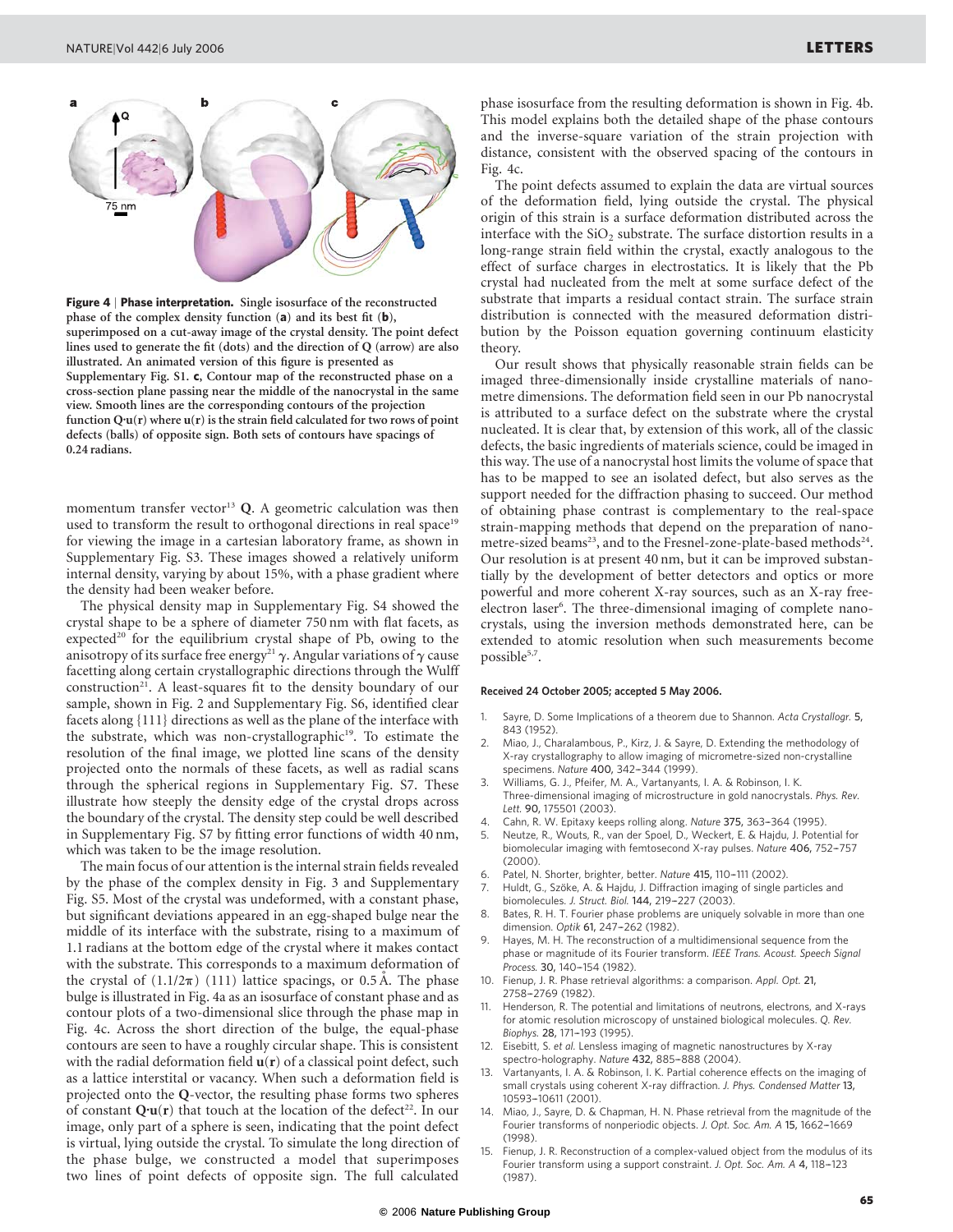**Figure 4 | Phase interpretation.** Single isosurface of the reconstructed phase of the complex density function (**a**) and its best fit (**b**), superimposed on a cut-away image of the crystal density. The point defect lines used to generate the fit (dots) and the direction of **Q** (arrow) are also illustrated. An animated version of this figure is presented as Supplementary Fig. S1. **c**, Contour map of the reconstructed phase on a cross-section plane passing near the middle of the nanocrystal in the same view. Smooth lines are the corresponding contours of the projection function **Q**·**u**(**r**) where **u**(**r**) is the strain field calculated for two rows of point defects (balls) of opposite sign. Both sets of contours have spacings of 0.24 radians.

momentum transfer vector[13] **Q**. A geometric calculation was then used to transform the result to orthogonal directions in real space[19] for viewing the image in a cartesian laboratory frame, as shown in Supplementary Fig. S3. These images showed a relatively uniform internal density, varying by about 15%, with a phase gradient where the density had been weaker before.

The physical density map in Supplementary Fig. S4 showed the crystal shape to be a sphere of diameter 750 nm with flat facets, as expected[20] for the equilibrium crystal shape of Pb, owing to the anisotropy of its surface free energy[21] $\gamma$. Angular variations of $\gamma$ cause facetting along certain crystallographic directions through the Wulff construction[21]. A least-squares fit to the density boundary of our sample, shown in Fig. 2 and Supplementary Fig. S6, identified clear facets along {111} directions as well as the plane of the interface with the substrate, which was non-crystallographic[19]. To estimate the resolution of the final image, we plotted line scans of the density projected onto the normals of these facets, as well as radial scans through the spherical regions in Supplementary Fig. S7. These illustrate how steeply the density edge of the crystal drops across the boundary of the crystal. The density step could be well described in Supplementary Fig. S7 by fitting error functions of width 40 nm, which was taken to be the image resolution.

The main focus of our attention is the internal strain fields revealed by the phase of the complex density in Fig. 3 and Supplementary Fig. S5. Most of the crystal was undeformed, with a constant phase, but significant deviations appeared in an egg-shaped bulge near the middle of its interface with the substrate, rising to a maximum of 1.1 radians at the bottom edge of the crystal where it makes contact with the substrate. This corresponds to a maximum deformation of the crystal of $(1.1/2\pi)$ (111) lattice spacings, or 0.5 Å. The phase bulge is illustrated in Fig. 4a as an isosurface of constant phase and as contour plots of a two-dimensional slice through the phase map in Fig. 4c. Across the short direction of the bulge, the equal-phase contours are seen to have a roughly circular shape. This is consistent with the radial deformation field **u**(**r**) of a classical point defect, such as a lattice interstitial or vacancy. When such a deformation field is projected onto the **Q**-vector, the resulting phase forms two spheres of constant **Q**·**u**(**r**) that touch at the location of the defect[22]. In our image, only part of a sphere is seen, indicating that the point defect is virtual, lying outside the crystal. To simulate the long direction of the phase bulge, we constructed a model that superimposes two lines of point defects of opposite sign. The full calculated phase isosurface from the resulting deformation is shown in Fig. 4b. This model explains both the detailed shape of the phase contours and the inverse-square variation of the strain projection with distance, consistent with the observed spacing of the contours in Fig. 4c.

The point defects assumed to explain the data are virtual sources of the deformation field, lying outside the crystal. The physical origin of this strain is a surface deformation distributed across the interface with the $SiO_2$ substrate. The surface distortion results in a long-range strain field within the crystal, exactly analogous to the effect of surface charges in electrostatics. It is likely that the Pb crystal had nucleated from the melt at some surface defect of the substrate that imparts a residual contact strain. The surface strain distribution is connected with the measured deformation distribution by the Poisson equation governing continuum elasticity theory.

Our result shows that physically reasonable strain fields can be imaged three-dimensionally inside crystalline materials of nanometre dimensions. The deformation field seen in our Pb nanocrystal is attributed to a surface defect on the substrate where the crystal nucleated. It is clear that, by extension of this work, all of the classic defects, the basic ingredients of materials science, could be imaged in this way. The use of a nanocrystal host limits the volume of space that has to be mapped to see an isolated defect, but also serves as the support needed for the diffraction phasing to succeed. Our method of obtaining phase contrast is complementary to the real-space strain-mapping methods that depend on the preparation of nanometre-sized beams[23], and to the Fresnel-zone-plate-based methods[24]. Our resolution is at present 40 nm, but it can be improved substantially by the development of better detectors and optics or more powerful and more coherent X-ray sources, such as an X-ray free-electron laser[6]. The three-dimensional imaging of complete nanocrystals, using the inversion methods demonstrated here, can be extended to atomic resolution when such measurements become possible[5,7].

**Received 24 October 2005; accepted 5 May 2006.**

1. Sayre, D. Some Implications of a theorem due to Shannon. *Acta Crystallogr.* **5**, 843 (1952).
2. Miao, J., Charalambous, P., Kirz, J. & Sayre, D. Extending the methodology of X-ray crystallography to allow imaging of micrometre-sized non-crystalline specimens. *Nature* **400**, 342–344 (1999).
3. Williams, G. J., Pfeifer, M. A., Vartanyants, I. A. & Robinson, I. K. Three-dimensional imaging of microstructure in gold nanocrystals. *Phys. Rev. Lett.* **90**, 175501 (2003).
4. Cahn, R. W. Epitaxy keeps rolling along. *Nature* **375**, 363–364 (1995).
5. Neutze, R., Wouts, R., van der Spoel, D., Weckert, E. & Hajdu, J. Potential for biomolecular imaging with femtosecond X-ray pulses. *Nature* **406**, 752–757 (2000).
6. Patel, N. Shorter, brighter, better. *Nature* **415**, 110–111 (2002).
7. Huldt, G., Szöke, A. & Hajdu, J. Diffraction imaging of single particles and biomolecules. *J. Struct. Biol.* **144**, 219–227 (2003).
8. Bates, R. H. T. Fourier phase problems are uniquely solvable in more than one dimension. *Optik* **61**, 247–262 (1982).
9. Hayes, M. H. The reconstruction of a multidimensional sequence from the phase or magnitude of its Fourier transform. *IEEE Trans. Acoust. Speech Signal Process.* **30**, 140–154 (1982).
10. Fienup, J. R. Phase retrieval algorithms: a comparison. *Appl. Opt.* **21**, 2758–2769 (1982).
11. Henderson, R. The potential and limitations of neutrons, electrons, and X-rays for atomic resolution microscopy of unstained biological molecules. *Q. Rev. Biophys.* **28**, 171–193 (1995).
12. Eisebitt, S. *et al.* Lensless imaging of magnetic nanostructures by X-ray spectro-holography. *Nature* **432**, 885–888 (2004).
13. Vartanyants, I. A. & Robinson, I. K. Partial coherence effects on the imaging of small crystals using coherent X-ray diffraction. *J. Phys. Condensed Matter* **13**, 10593–10611 (2001).
14. Miao, J., Sayre, D. & Chapman, H. N. Phase retrieval from the magnitude of the Fourier transforms of nonperiodic objects. *J. Opt. Soc. Am. A* **15**, 1662–1669 (1998).
15. Fienup, J. R. Reconstruction of a complex-valued object from the modulus of its Fourier transform using a support constraint. *J. Opt. Soc. Am. A* **4**, 118–123 (1987).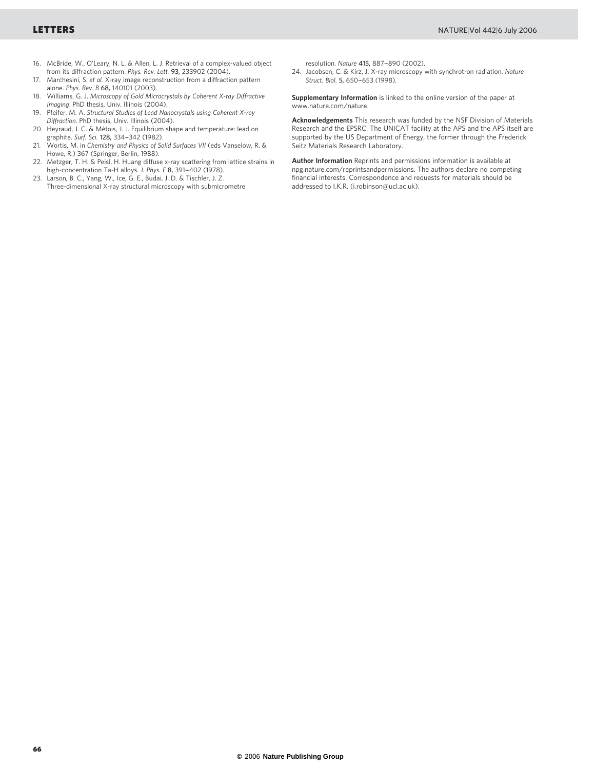16. McBride, W., O'Leary, N. L. & Allen, L. J. Retrieval of a complex-valued object from its diffraction pattern. *Phys. Rev. Lett.* **93,** 233902 (2004).
17. Marchesini, S. *et al.* X-ray image reconstruction from a diffraction pattern alone. *Phys. Rev. B* **68,** 140101 (2003).
18. Williams, G. J. *Microscopy of Gold Microcrystals by Coherent X-ray Diffractive Imaging*. PhD thesis, Univ. Illinois (2004).
19. Pfeifer, M. A. *Structural Studies of Lead Nanocrystals using Coherent X-ray Diffraction.* PhD thesis, Univ. Illinois (2004).
20. Heyraud, J. C. & Métois, J. J. Equilibrium shape and temperature: lead on graphite. *Surf. Sci.* **128,** 334–342 (1982).
21. Wortis, M. in *Chemistry and Physics of Solid Surfaces VII* (eds Vanselow, R. & Howe, R.) 367 (Springer, Berlin, 1988).
22. Metzger, T. H. & Peisl, H. Huang diffuse x-ray scattering from lattice strains in high-concentration Ta-H alloys. *J. Phys. F* **8,** 391–402 (1978).
23. Larson, B. C., Yang, W., Ice, G. E., Budai, J. D. & Tischler, J. Z. Three-dimensional X-ray structural microscopy with submicrometre resolution. *Nature* **415,** 887–890 (2002).
24. Jacobsen, C. & Kirz, J. X-ray microscopy with synchrotron radiation. *Nature Struct. Biol.* **5,** 650–653 (1998).

**Supplementary Information** is linked to the online version of the paper at www.nature.com/nature.

**Acknowledgements** This research was funded by the NSF Division of Materials Research and the EPSRC. The UNICAT facility at the APS and the APS itself are supported by the US Department of Energy, the former through the Frederick Seitz Materials Research Laboratory.

**Author Information** Reprints and permissions information is available at npg.nature.com/reprintsandpermissions. The authors declare no competing financial interests. Correspondence and requests for materials should be addressed to I.K.R. (i.robinson@ucl.ac.uk).